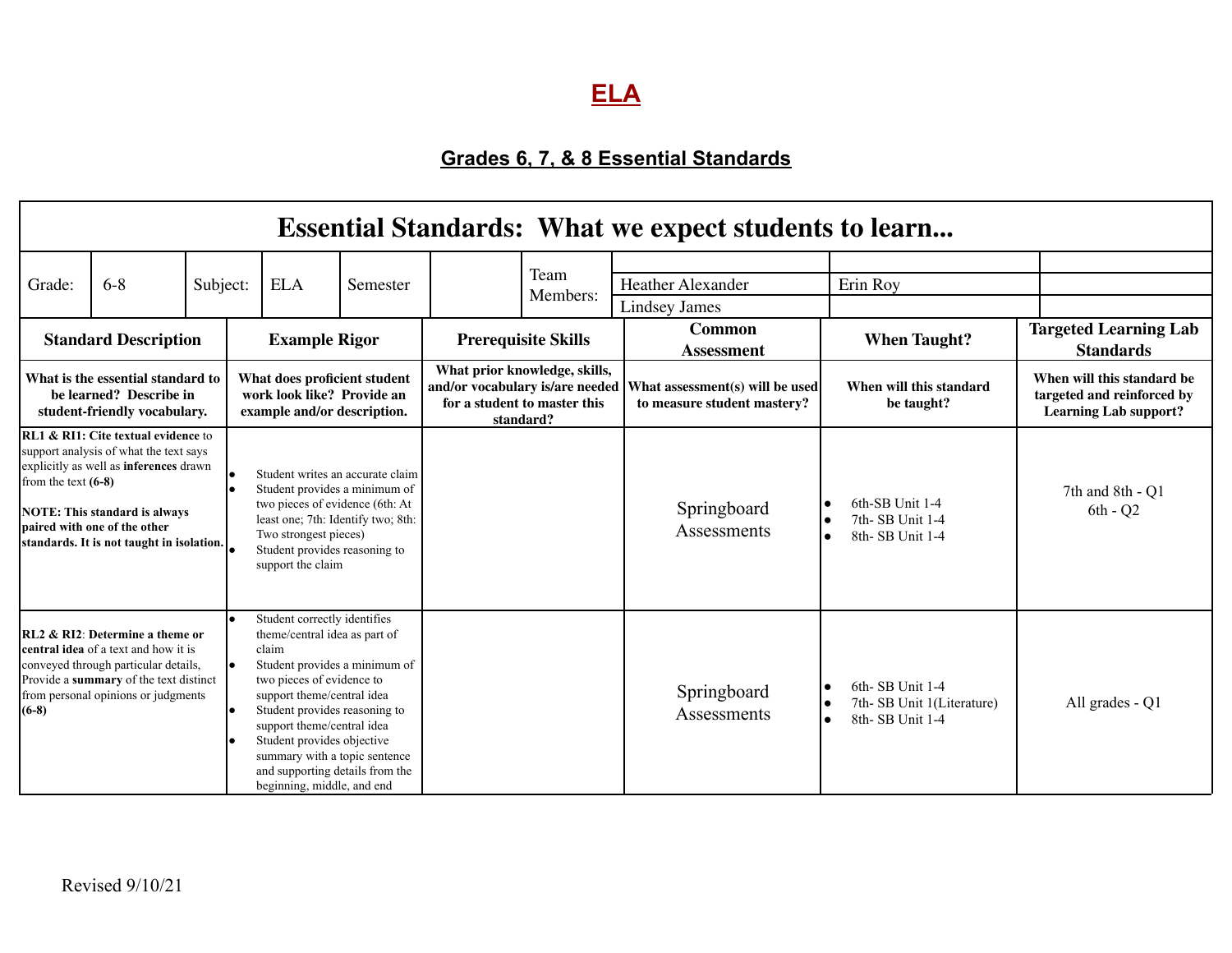# ELA

## Grades 6, 7, & 8 Essential Standards

| Essential Standards: What we expect students to learn... | | | | | |
|---|---|---|---|---|---|
| Grade: 6-8 | Subject: ELA | Semester | Team Members: | Heather Alexander, Lindsey James | Erin Roy |
| **Standard Description** | **Example Rigor** | **Prerequisite Skills** | **Common Assessment** | **When Taught?** | **Targeted Learning Lab Standards** |
| **What is the essential standard to be learned? Describe in student-friendly vocabulary.** | **What does proficient student work look like? Provide an example and/or description.** | **What prior knowledge, skills, and/or vocabulary is/are needed for a student to master this standard?** | **What assessment(s) will be used to measure student mastery?** | **When will this standard be taught?** | **When will this standard be targeted and reinforced by Learning Lab support?** |
| **RL1 & RI1: Cite textual evidence** to support analysis of what the text says explicitly as well as **inferences** drawn from the text **(6-8)**<br><br>**NOTE: This standard is always paired with one of the other standards. It is not taught in isolation.** | • Student writes an accurate claim<br>• Student provides a minimum of two pieces of evidence (6th: At least one; 7th: Identify two; 8th: Two strongest pieces)<br>• Student provides reasoning to support the claim | | Springboard Assessments | • 6th-SB Unit 1-4<br>• 7th- SB Unit 1-4<br>• 8th- SB Unit 1-4 | 7th and 8th - Q1<br>6th - Q2 |
| **RL2 & RI2**: **Determine a theme or central idea** of a text and how it is conveyed through particular details, Provide a **summary** of the text distinct from personal opinions or judgments **(6-8)** | • Student correctly identifies theme/central idea as part of claim<br>• Student provides a minimum of two pieces of evidence to support theme/central idea<br>• Student provides reasoning to support theme/central idea<br>• Student provides objective summary with a topic sentence and supporting details from the beginning, middle, and end | | Springboard Assessments | • 6th- SB Unit 1-4<br>• 7th- SB Unit 1(Literature)<br>• 8th- SB Unit 1-4 | All grades - Q1 |

Revised 9/10/21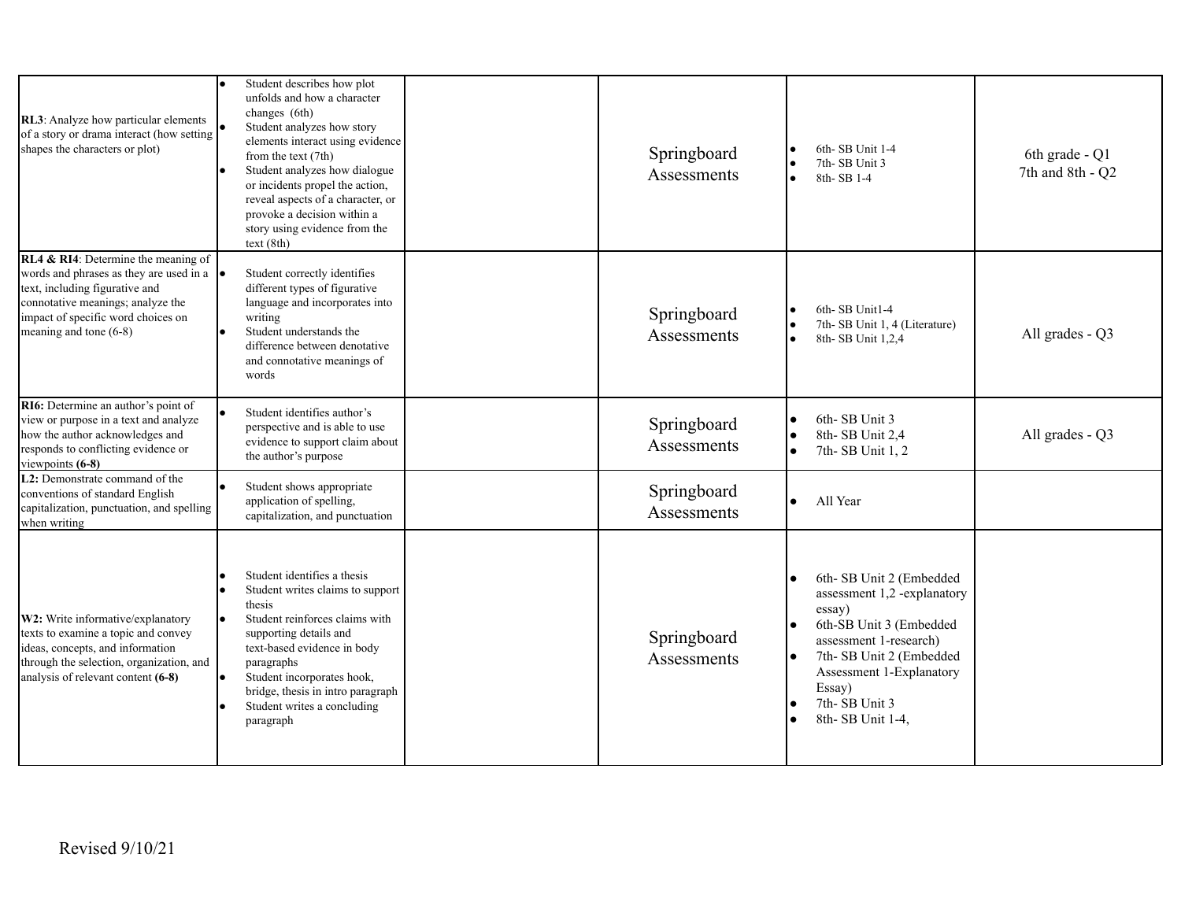| | | | | | |
|---|---|---|---|---|---|
| **RL3**: Analyze how particular elements of a story or drama interact (how setting shapes the characters or plot) | • Student describes how plot unfolds and how a character changes (6th)<br>• Student analyzes how story elements interact using evidence from the text (7th)<br>• Student analyzes how dialogue or incidents propel the action, reveal aspects of a character, or provoke a decision within a story using evidence from the text (8th) | | Springboard Assessments | • 6th- SB Unit 1-4<br>• 7th- SB Unit 3<br>• 8th- SB 1-4 | 6th grade - Q1<br>7th and 8th - Q2 |
| **RL4 & RI4**: Determine the meaning of words and phrases as they are used in a text, including figurative and connotative meanings; analyze the impact of specific word choices on meaning and tone (6-8) | • Student correctly identifies different types of figurative language and incorporates into writing<br>• Student understands the difference between denotative and connotative meanings of words | | Springboard Assessments | • 6th- SB Unit1-4<br>• 7th- SB Unit 1, 4 (Literature)<br>• 8th- SB Unit 1,2,4 | All grades - Q3 |
| **RI6:** Determine an author's point of view or purpose in a text and analyze how the author acknowledges and responds to conflicting evidence or viewpoints **(6-8)** | • Student identifies author's perspective and is able to use evidence to support claim about the author's purpose | | Springboard Assessments | • 6th- SB Unit 3<br>• 8th- SB Unit 2,4<br>• 7th- SB Unit 1, 2 | All grades - Q3 |
| **L2:** Demonstrate command of the conventions of standard English capitalization, punctuation, and spelling when writing | • Student shows appropriate application of spelling, capitalization, and punctuation | | Springboard Assessments | • All Year | |
| **W2:** Write informative/explanatory texts to examine a topic and convey ideas, concepts, and information through the selection, organization, and analysis of relevant content **(6-8)** | • Student identifies a thesis<br>• Student writes claims to support thesis<br>• Student reinforces claims with supporting details and text-based evidence in body paragraphs<br>• Student incorporates hook, bridge, thesis in intro paragraph<br>• Student writes a concluding paragraph | | Springboard Assessments | • 6th- SB Unit 2 (Embedded assessment 1,2 -explanatory essay)<br>• 6th-SB Unit 3 (Embedded assessment 1-research)<br>• 7th- SB Unit 2 (Embedded Assessment 1-Explanatory Essay)<br>• 7th- SB Unit 3<br>• 8th- SB Unit 1-4, | |

Revised 9/10/21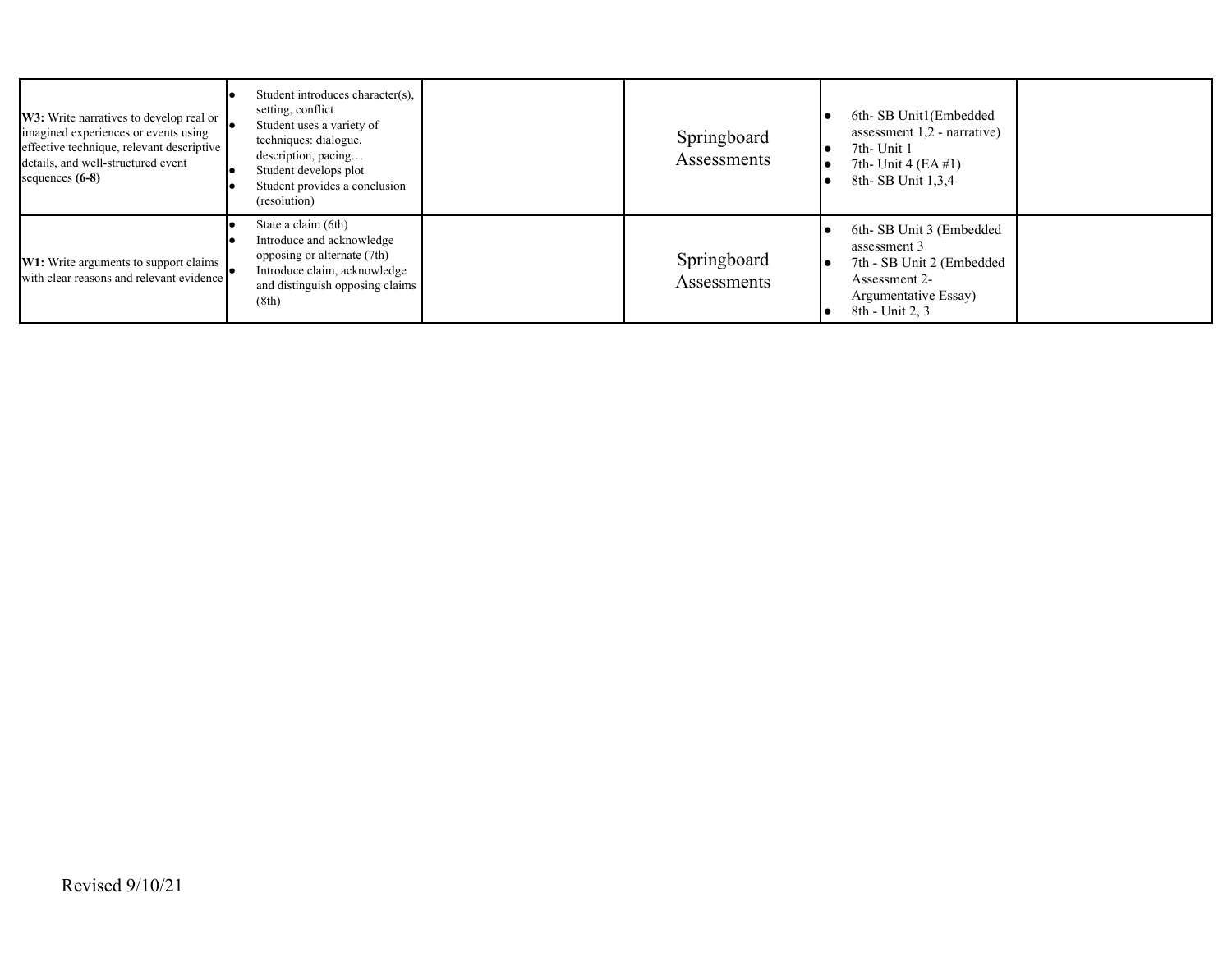| | | | | | |
|---|---|---|---|---|---|
| **W3:** Write narratives to develop real or imagined experiences or events using effective technique, relevant descriptive details, and well-structured event sequences **(6-8)** | • Student introduces character(s), setting, conflict<br>• Student uses a variety of techniques: dialogue, description, pacing…<br>• Student develops plot<br>• Student provides a conclusion (resolution) | | Springboard Assessments | • 6th- SB Unit1(Embedded assessment 1,2 - narrative)<br>• 7th- Unit 1<br>• 7th- Unit 4 (EA #1)<br>• 8th- SB Unit 1,3,4 | |
| **W1:** Write arguments to support claims with clear reasons and relevant evidence | • State a claim (6th)<br>• Introduce and acknowledge opposing or alternate (7th)<br>• Introduce claim, acknowledge and distinguish opposing claims (8th) | | Springboard Assessments | • 6th- SB Unit 3 (Embedded assessment 3<br>• 7th - SB Unit 2 (Embedded Assessment 2- Argumentative Essay)<br>• 8th - Unit 2, 3 | |

Revised 9/10/21